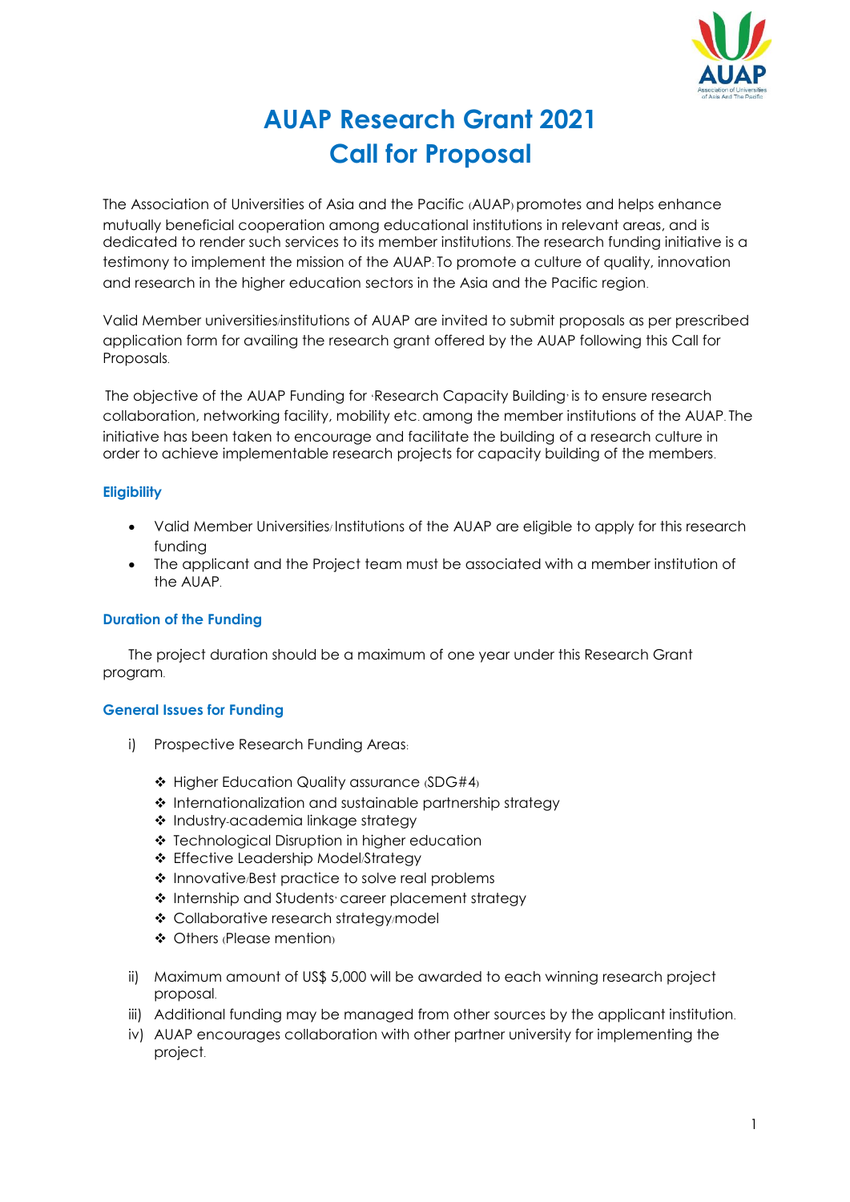# AUAP Research Grant 2021
# Call for Proposal

The Association of Universities of Asia and the Pacific (AUAP) promotes and helps enhance mutually beneficial cooperation among educational institutions in relevant areas, and is dedicated to render such services to its member institutions. The research funding initiative is a testimony to implement the mission of the AUAP: To promote a culture of quality, innovation and research in the higher education sectors in the Asia and the Pacific region.

Valid Member universities/institutions of AUAP are invited to submit proposals as per prescribed application form for availing the research grant offered by the AUAP following this Call for Proposals.

The objective of the AUAP Funding for 'Research Capacity Building' is to ensure research collaboration, networking facility, mobility etc. among the member institutions of the AUAP. The initiative has been taken to encourage and facilitate the building of a research culture in order to achieve implementable research projects for capacity building of the members.

### Eligibility

- Valid Member Universities/ Institutions of the AUAP are eligible to apply for this research funding
- The applicant and the Project team must be associated with a member institution of the AUAP.

### Duration of the Funding

The project duration should be a maximum of one year under this Research Grant program.

### General Issues for Funding

i) Prospective Research Funding Areas:

- Higher Education Quality assurance (SDG#4)
- Internationalization and sustainable partnership strategy
- Industry-academia linkage strategy
- Technological Disruption in higher education
- Effective Leadership Model/Strategy
- Innovative/Best practice to solve real problems
- Internship and Students' career placement strategy
- Collaborative research strategy/model
- Others (Please mention)

ii) Maximum amount of US$ 5,000 will be awarded to each winning research project proposal.

iii) Additional funding may be managed from other sources by the applicant institution.

iv) AUAP encourages collaboration with other partner university for implementing the project.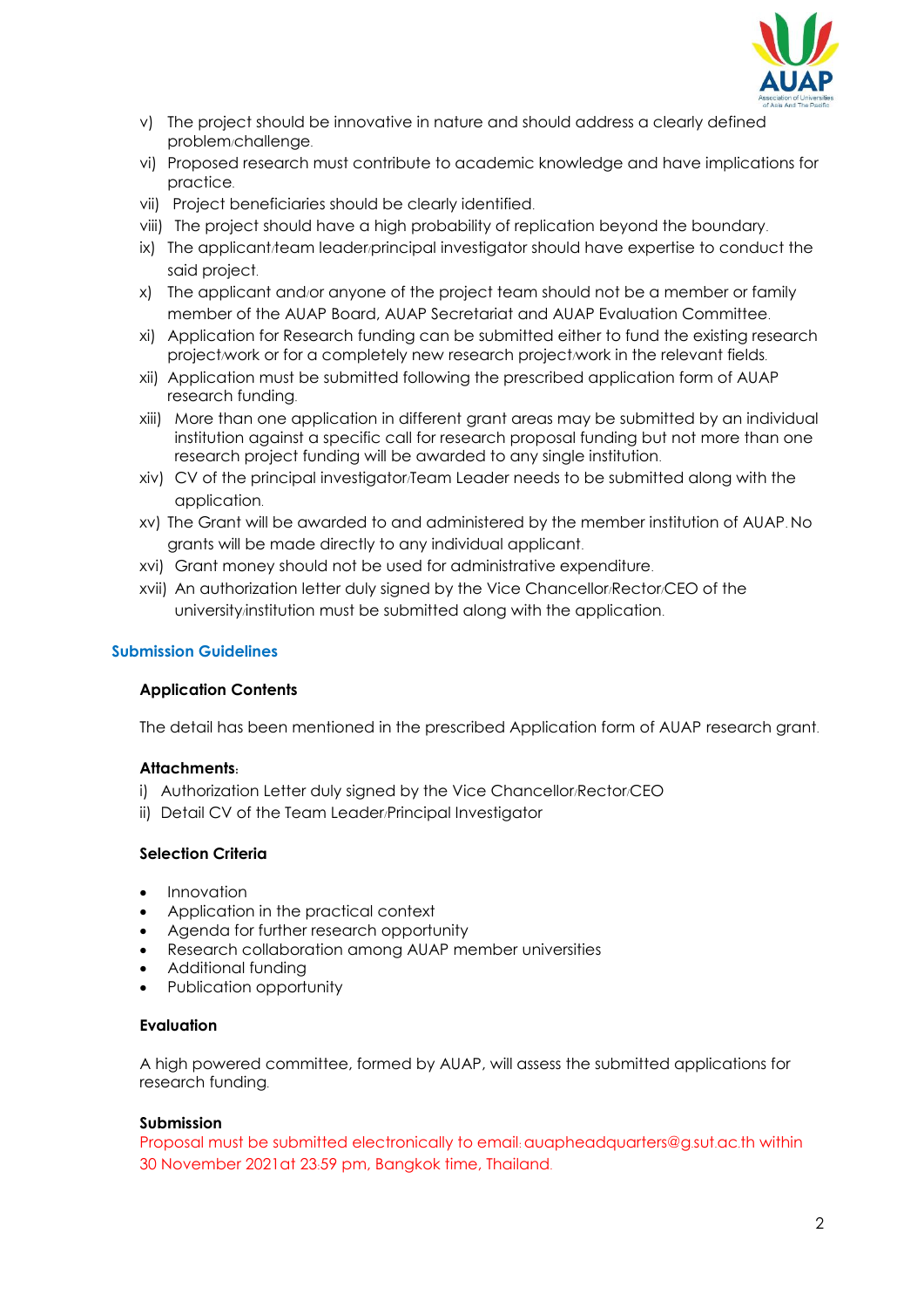v) The project should be innovative in nature and should address a clearly defined problem/challenge.
vi) Proposed research must contribute to academic knowledge and have implications for practice.
vii) Project beneficiaries should be clearly identified.
viii) The project should have a high probability of replication beyond the boundary.
ix) The applicant/team leader/principal investigator should have expertise to conduct the said project.
x) The applicant and/or anyone of the project team should not be a member or family member of the AUAP Board, AUAP Secretariat and AUAP Evaluation Committee.
xi) Application for Research funding can be submitted either to fund the existing research project/work or for a completely new research project/work in the relevant fields.
xii) Application must be submitted following the prescribed application form of AUAP research funding.
xiii) More than one application in different grant areas may be submitted by an individual institution against a specific call for research proposal funding but not more than one research project funding will be awarded to any single institution.
xiv) CV of the principal investigator/Team Leader needs to be submitted along with the application.
xv) The Grant will be awarded to and administered by the member institution of AUAP. No grants will be made directly to any individual applicant.
xvi) Grant money should not be used for administrative expenditure.
xvii) An authorization letter duly signed by the Vice Chancellor/Rector/CEO of the university/institution must be submitted along with the application.

## Submission Guidelines

### Application Contents

The detail has been mentioned in the prescribed Application form of AUAP research grant.

### Attachments:

i) Authorization Letter duly signed by the Vice Chancellor/Rector/CEO
ii) Detail CV of the Team Leader/Principal Investigator

### Selection Criteria

- Innovation
- Application in the practical context
- Agenda for further research opportunity
- Research collaboration among AUAP member universities
- Additional funding
- Publication opportunity

### Evaluation

A high powered committee, formed by AUAP, will assess the submitted applications for research funding.

### Submission

Proposal must be submitted electronically to email: auapheadquarters@g.sut.ac.th within 30 November 2021 at 23:59 pm, Bangkok time, Thailand.